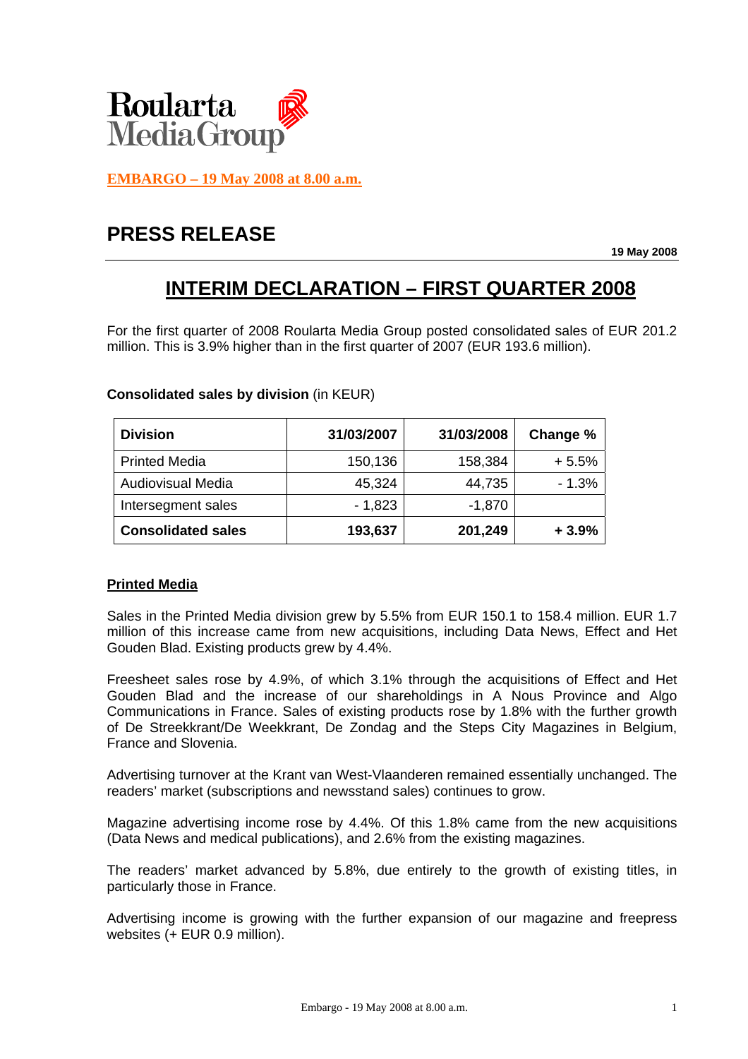Roularta Media Group

**EMBARGO – 19 May 2008 at 8.00 a.m.**

# PRESS RELEASE

**19 May 2008**

## INTERIM DECLARATION – FIRST QUARTER 2008

For the first quarter of 2008 Roularta Media Group posted consolidated sales of EUR 201.2 million. This is 3.9% higher than in the first quarter of 2007 (EUR 193.6 million).

**Consolidated sales by division** (in KEUR)

| Division | 31/03/2007 | 31/03/2008 | Change % |
|---|---|---|---|
| Printed Media | 150,136 | 158,384 | + 5.5% |
| Audiovisual Media | 45,324 | 44,735 | - 1.3% |
| Intersegment sales | - 1,823 | -1,870 | |
| **Consolidated sales** | **193,637** | **201,249** | **+ 3.9%** |

### Printed Media

Sales in the Printed Media division grew by 5.5% from EUR 150.1 to 158.4 million. EUR 1.7 million of this increase came from new acquisitions, including Data News, Effect and Het Gouden Blad. Existing products grew by 4.4%.

Freesheet sales rose by 4.9%, of which 3.1% through the acquisitions of Effect and Het Gouden Blad and the increase of our shareholdings in A Nous Province and Algo Communications in France. Sales of existing products rose by 1.8% with the further growth of De Streekkrant/De Weekkrant, De Zondag and the Steps City Magazines in Belgium, France and Slovenia.

Advertising turnover at the Krant van West-Vlaanderen remained essentially unchanged. The readers' market (subscriptions and newsstand sales) continues to grow.

Magazine advertising income rose by 4.4%. Of this 1.8% came from the new acquisitions (Data News and medical publications), and 2.6% from the existing magazines.

The readers' market advanced by 5.8%, due entirely to the growth of existing titles, in particularly those in France.

Advertising income is growing with the further expansion of our magazine and freepress websites (+ EUR 0.9 million).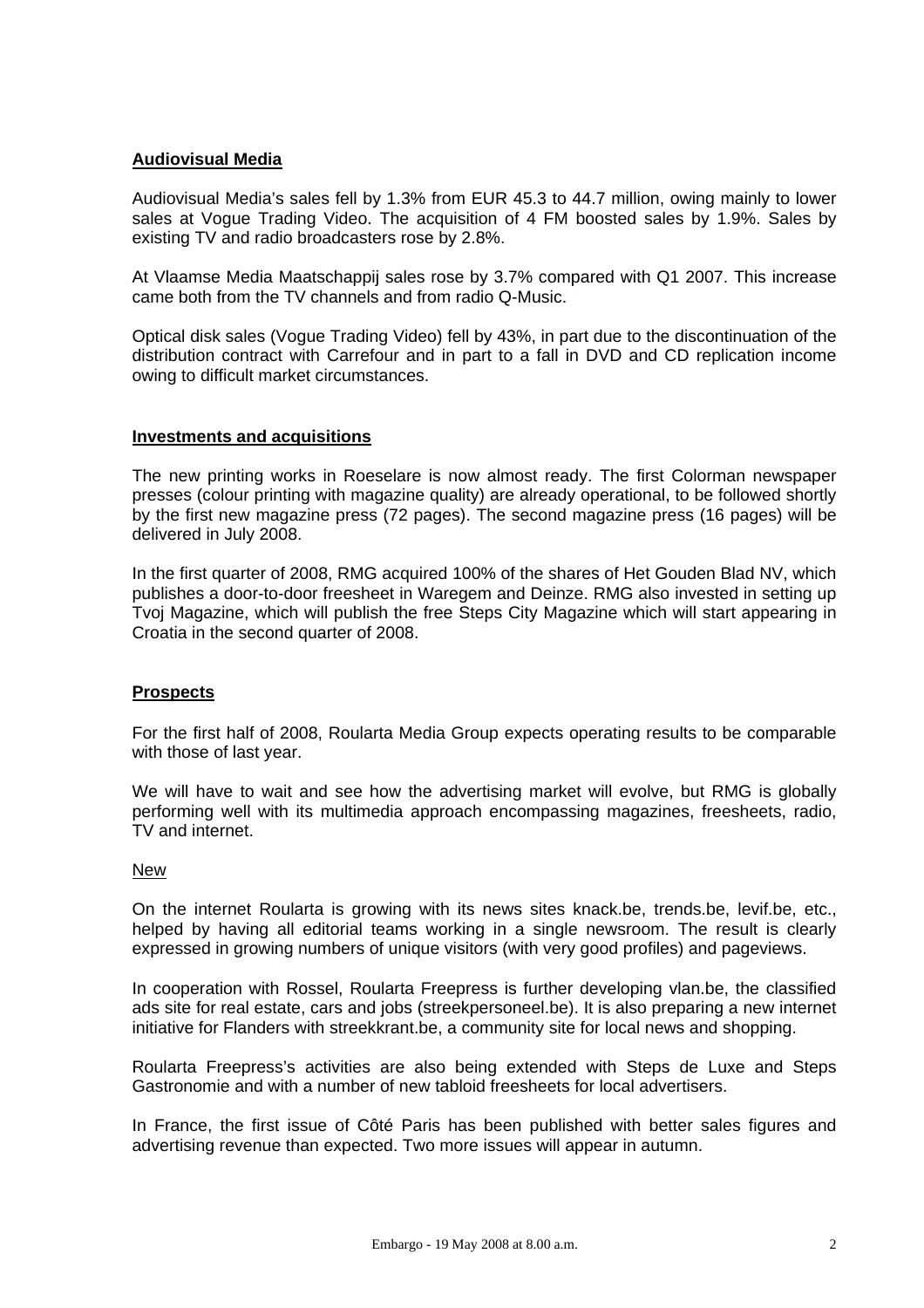## Audiovisual Media

Audiovisual Media's sales fell by 1.3% from EUR 45.3 to 44.7 million, owing mainly to lower sales at Vogue Trading Video. The acquisition of 4 FM boosted sales by 1.9%. Sales by existing TV and radio broadcasters rose by 2.8%.

At Vlaamse Media Maatschappij sales rose by 3.7% compared with Q1 2007. This increase came both from the TV channels and from radio Q-Music.

Optical disk sales (Vogue Trading Video) fell by 43%, in part due to the discontinuation of the distribution contract with Carrefour and in part to a fall in DVD and CD replication income owing to difficult market circumstances.

## Investments and acquisitions

The new printing works in Roeselare is now almost ready. The first Colorman newspaper presses (colour printing with magazine quality) are already operational, to be followed shortly by the first new magazine press (72 pages). The second magazine press (16 pages) will be delivered in July 2008.

In the first quarter of 2008, RMG acquired 100% of the shares of Het Gouden Blad NV, which publishes a door-to-door freesheet in Waregem and Deinze. RMG also invested in setting up Tvoj Magazine, which will publish the free Steps City Magazine which will start appearing in Croatia in the second quarter of 2008.

## Prospects

For the first half of 2008, Roularta Media Group expects operating results to be comparable with those of last year.

We will have to wait and see how the advertising market will evolve, but RMG is globally performing well with its multimedia approach encompassing magazines, freesheets, radio, TV and internet.

### New

On the internet Roularta is growing with its news sites knack.be, trends.be, levif.be, etc., helped by having all editorial teams working in a single newsroom. The result is clearly expressed in growing numbers of unique visitors (with very good profiles) and pageviews.

In cooperation with Rossel, Roularta Freepress is further developing vlan.be, the classified ads site for real estate, cars and jobs (streekpersoneel.be). It is also preparing a new internet initiative for Flanders with streekkrant.be, a community site for local news and shopping.

Roularta Freepress's activities are also being extended with Steps de Luxe and Steps Gastronomie and with a number of new tabloid freesheets for local advertisers.

In France, the first issue of Côté Paris has been published with better sales figures and advertising revenue than expected. Two more issues will appear in autumn.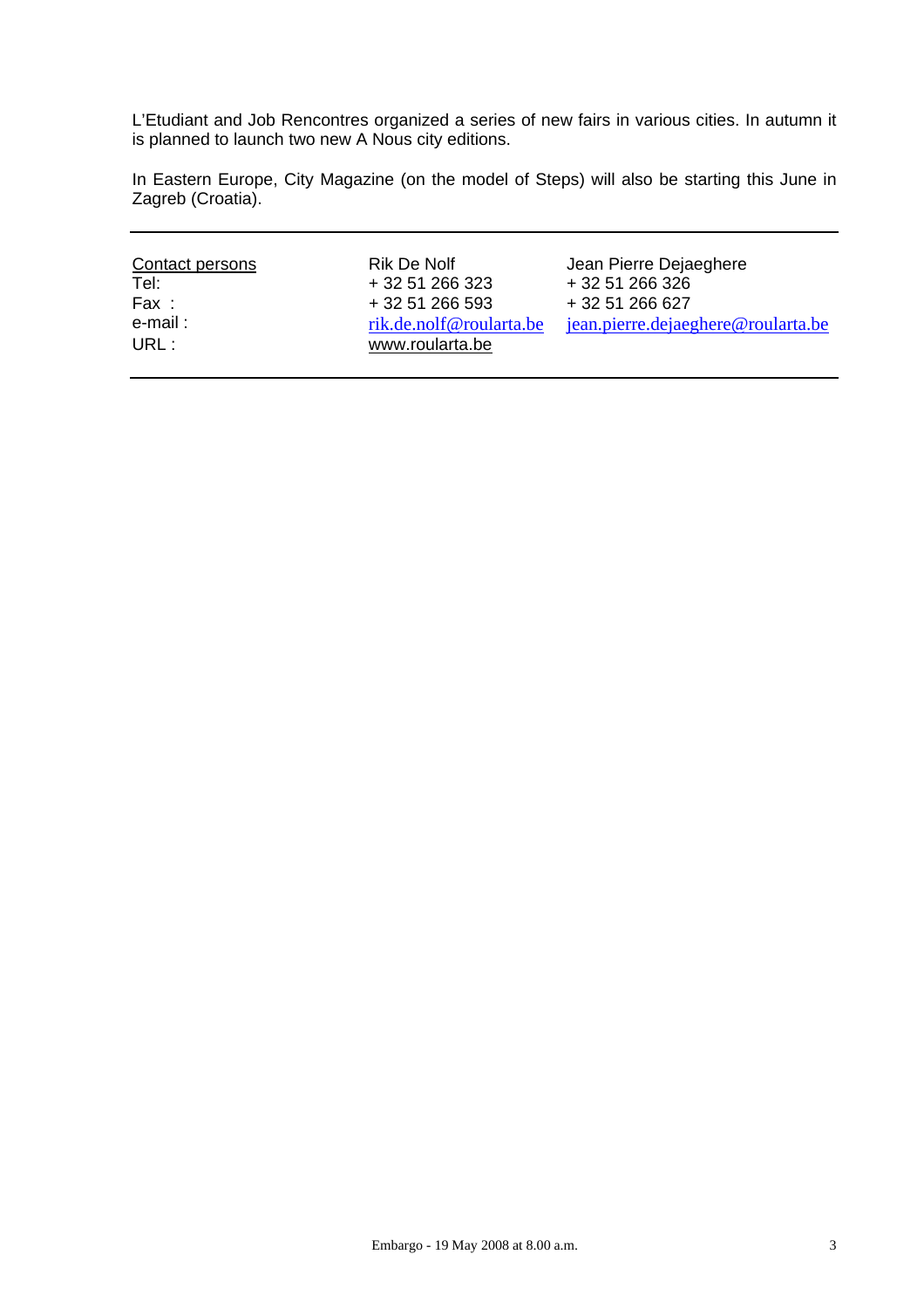L'Etudiant and Job Rencontres organized a series of new fairs in various cities. In autumn it is planned to launch two new A Nous city editions.

In Eastern Europe, City Magazine (on the model of Steps) will also be starting this June in Zagreb (Croatia).

| | | |
|---|---|---|
| Contact persons | Rik De Nolf | Jean Pierre Dejaeghere |
| Tel: | + 32 51 266 323 | + 32 51 266 326 |
| Fax : | + 32 51 266 593 | + 32 51 266 627 |
| e-mail : | rik.de.nolf@roularta.be | jean.pierre.dejaeghere@roularta.be |
| URL : | www.roularta.be | |

Embargo - 19 May 2008 at 8.00 a.m.